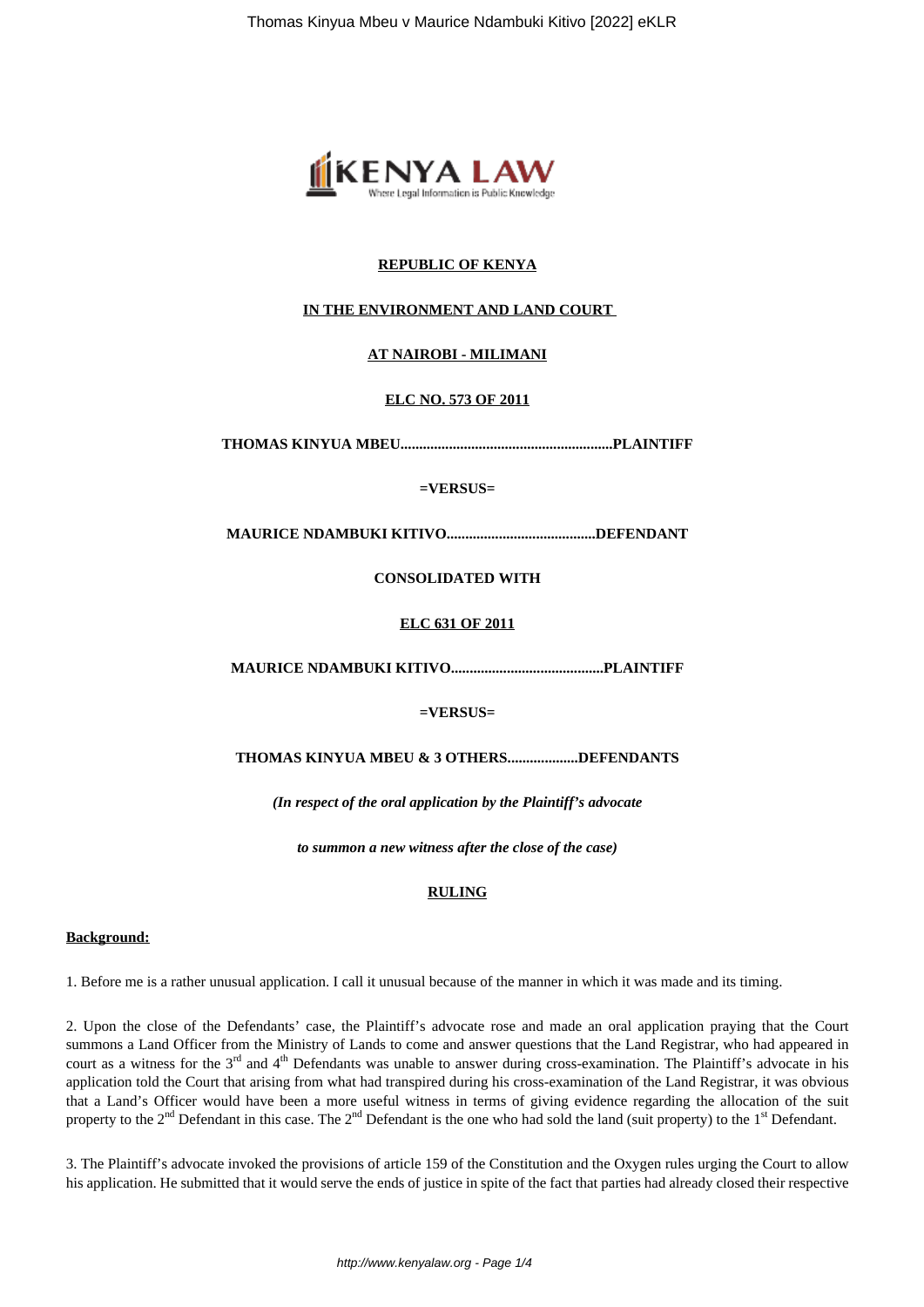**REPUBLIC OF KENYA**

**IN THE ENVIRONMENT AND LAND COURT**

**AT NAIROBI - MILIMANI**

**ELC NO. 573 OF 2011**

**THOMAS KINYUA MBEU.........................................................PLAINTIFF**

**=VERSUS=**

**MAURICE NDAMBUKI KITIVO........................................DEFENDANT**

**CONSOLIDATED WITH**

**ELC 631 OF 2011**

**MAURICE NDAMBUKI KITIVO.........................................PLAINTIFF**

**=VERSUS=**

**THOMAS KINYUA MBEU & 3 OTHERS...................DEFENDANTS**

***(In respect of the oral application by the Plaintiff's advocate***

***to summon a new witness after the close of the case)***

**RULING**

**Background:**

1. Before me is a rather unusual application. I call it unusual because of the manner in which it was made and its timing.

2. Upon the close of the Defendants' case, the Plaintiff's advocate rose and made an oral application praying that the Court summons a Land Officer from the Ministry of Lands to come and answer questions that the Land Registrar, who had appeared in court as a witness for the 3rd and 4th Defendants was unable to answer during cross-examination. The Plaintiff's advocate in his application told the Court that arising from what had transpired during his cross-examination of the Land Registrar, it was obvious that a Land's Officer would have been a more useful witness in terms of giving evidence regarding the allocation of the suit property to the 2nd Defendant in this case. The 2nd Defendant is the one who had sold the land (suit property) to the 1st Defendant.

3. The Plaintiff's advocate invoked the provisions of article 159 of the Constitution and the Oxygen rules urging the Court to allow his application. He submitted that it would serve the ends of justice in spite of the fact that parties had already closed their respective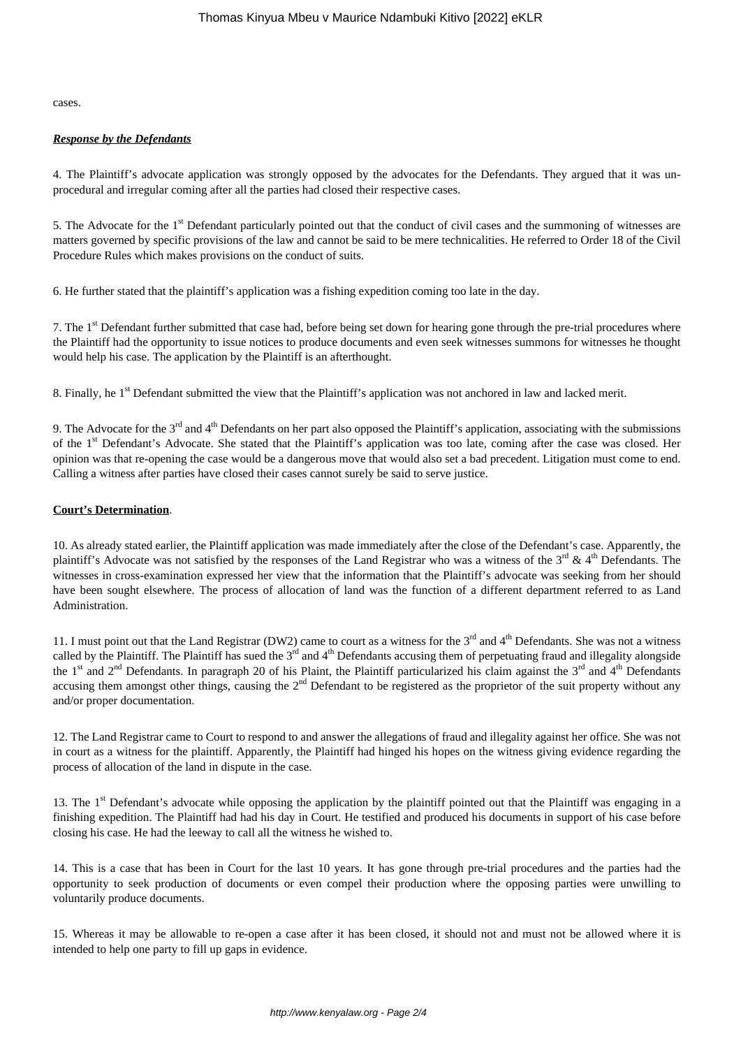cases.

***Response by the Defendants***

4. The Plaintiff's advocate application was strongly opposed by the advocates for the Defendants. They argued that it was un-procedural and irregular coming after all the parties had closed their respective cases.

5. The Advocate for the 1st Defendant particularly pointed out that the conduct of civil cases and the summoning of witnesses are matters governed by specific provisions of the law and cannot be said to be mere technicalities. He referred to Order 18 of the Civil Procedure Rules which makes provisions on the conduct of suits.

6. He further stated that the plaintiff's application was a fishing expedition coming too late in the day.

7. The 1st Defendant further submitted that case had, before being set down for hearing gone through the pre-trial procedures where the Plaintiff had the opportunity to issue notices to produce documents and even seek witnesses summons for witnesses he thought would help his case. The application by the Plaintiff is an afterthought.

8. Finally, he 1st Defendant submitted the view that the Plaintiff's application was not anchored in law and lacked merit.

9. The Advocate for the 3rd and 4th Defendants on her part also opposed the Plaintiff's application, associating with the submissions of the 1st Defendant's Advocate. She stated that the Plaintiff's application was too late, coming after the case was closed. Her opinion was that re-opening the case would be a dangerous move that would also set a bad precedent. Litigation must come to end. Calling a witness after parties have closed their cases cannot surely be said to serve justice.

**Court's Determination**.

10. As already stated earlier, the Plaintiff application was made immediately after the close of the Defendant's case. Apparently, the plaintiff's Advocate was not satisfied by the responses of the Land Registrar who was a witness of the 3rd & 4th Defendants. The witnesses in cross-examination expressed her view that the information that the Plaintiff's advocate was seeking from her should have been sought elsewhere. The process of allocation of land was the function of a different department referred to as Land Administration.

11. I must point out that the Land Registrar (DW2) came to court as a witness for the 3rd and 4th Defendants. She was not a witness called by the Plaintiff. The Plaintiff has sued the 3rd and 4th Defendants accusing them of perpetuating fraud and illegality alongside the 1st and 2nd Defendants. In paragraph 20 of his Plaint, the Plaintiff particularized his claim against the 3rd and 4th Defendants accusing them amongst other things, causing the 2nd Defendant to be registered as the proprietor of the suit property without any and/or proper documentation.

12. The Land Registrar came to Court to respond to and answer the allegations of fraud and illegality against her office. She was not in court as a witness for the plaintiff. Apparently, the Plaintiff had hinged his hopes on the witness giving evidence regarding the process of allocation of the land in dispute in the case.

13. The 1st Defendant's advocate while opposing the application by the plaintiff pointed out that the Plaintiff was engaging in a finishing expedition. The Plaintiff had had his day in Court. He testified and produced his documents in support of his case before closing his case. He had the leeway to call all the witness he wished to.

14. This is a case that has been in Court for the last 10 years. It has gone through pre-trial procedures and the parties had the opportunity to seek production of documents or even compel their production where the opposing parties were unwilling to voluntarily produce documents.

15. Whereas it may be allowable to re-open a case after it has been closed, it should not and must not be allowed where it is intended to help one party to fill up gaps in evidence.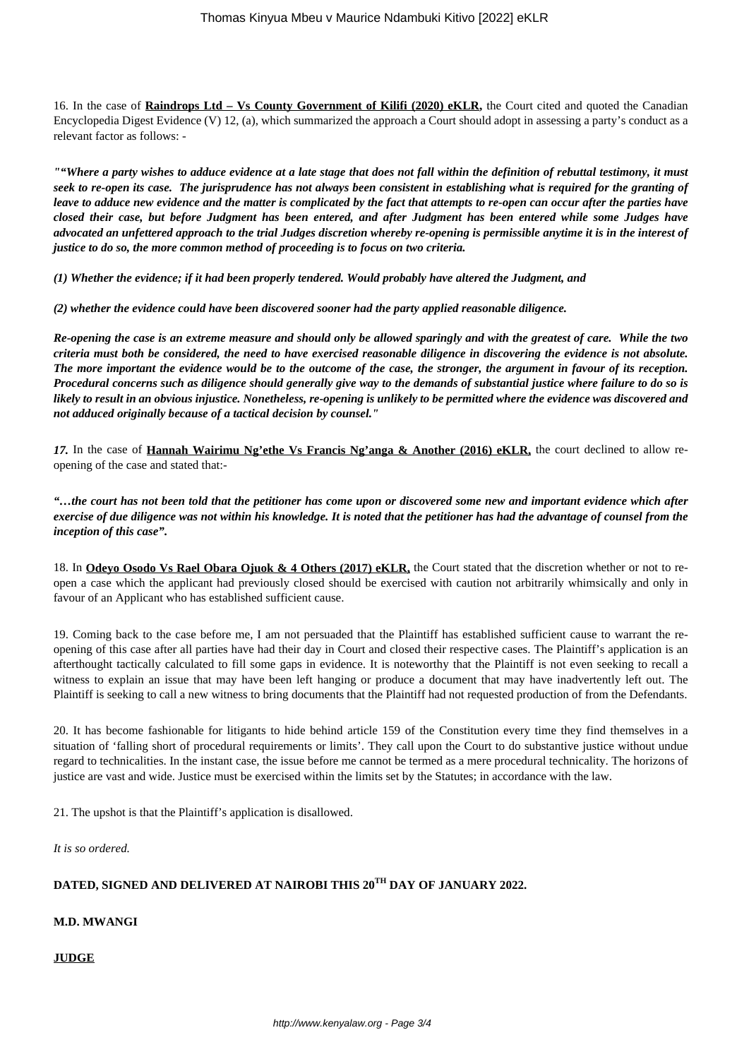16. In the case of **Raindrops Ltd – Vs County Government of Kilifi (2020) eKLR,** the Court cited and quoted the Canadian Encyclopedia Digest Evidence (V) 12, (a), which summarized the approach a Court should adopt in assessing a party's conduct as a relevant factor as follows: -

***""Where a party wishes to adduce evidence at a late stage that does not fall within the definition of rebuttal testimony, it must seek to re-open its case. The jurisprudence has not always been consistent in establishing what is required for the granting of leave to adduce new evidence and the matter is complicated by the fact that attempts to re-open can occur after the parties have closed their case, but before Judgment has been entered, and after Judgment has been entered while some Judges have advocated an unfettered approach to the trial Judges discretion whereby re-opening is permissible anytime it is in the interest of justice to do so, the more common method of proceeding is to focus on two criteria.***

***(1) Whether the evidence; if it had been properly tendered. Would probably have altered the Judgment, and***

***(2) whether the evidence could have been discovered sooner had the party applied reasonable diligence.***

***Re-opening the case is an extreme measure and should only be allowed sparingly and with the greatest of care. While the two criteria must both be considered, the need to have exercised reasonable diligence in discovering the evidence is not absolute. The more important the evidence would be to the outcome of the case, the stronger, the argument in favour of its reception. Procedural concerns such as diligence should generally give way to the demands of substantial justice where failure to do so is likely to result in an obvious injustice. Nonetheless, re-opening is unlikely to be permitted where the evidence was discovered and not adduced originally because of a tactical decision by counsel."***

***17.*** In the case of **Hannah Wairimu Ng'ethe Vs Francis Ng'anga & Another (2016) eKLR,** the court declined to allow re-opening of the case and stated that:-

***"…the court has not been told that the petitioner has come upon or discovered some new and important evidence which after exercise of due diligence was not within his knowledge. It is noted that the petitioner has had the advantage of counsel from the inception of this case".***

18. In **Odeyo Osodo Vs Rael Obara Ojuok & 4 Others (2017) eKLR,** the Court stated that the discretion whether or not to re-open a case which the applicant had previously closed should be exercised with caution not arbitrarily whimsically and only in favour of an Applicant who has established sufficient cause.

19. Coming back to the case before me, I am not persuaded that the Plaintiff has established sufficient cause to warrant the re-opening of this case after all parties have had their day in Court and closed their respective cases. The Plaintiff's application is an afterthought tactically calculated to fill some gaps in evidence. It is noteworthy that the Plaintiff is not even seeking to recall a witness to explain an issue that may have been left hanging or produce a document that may have inadvertently left out. The Plaintiff is seeking to call a new witness to bring documents that the Plaintiff had not requested production of from the Defendants.

20. It has become fashionable for litigants to hide behind article 159 of the Constitution every time they find themselves in a situation of 'falling short of procedural requirements or limits'. They call upon the Court to do substantive justice without undue regard to technicalities. In the instant case, the issue before me cannot be termed as a mere procedural technicality. The horizons of justice are vast and wide. Justice must be exercised within the limits set by the Statutes; in accordance with the law.

21. The upshot is that the Plaintiff's application is disallowed.

*It is so ordered.*

**DATED, SIGNED AND DELIVERED AT NAIROBI THIS 20TH DAY OF JANUARY 2022.**

**M.D. MWANGI**

**JUDGE**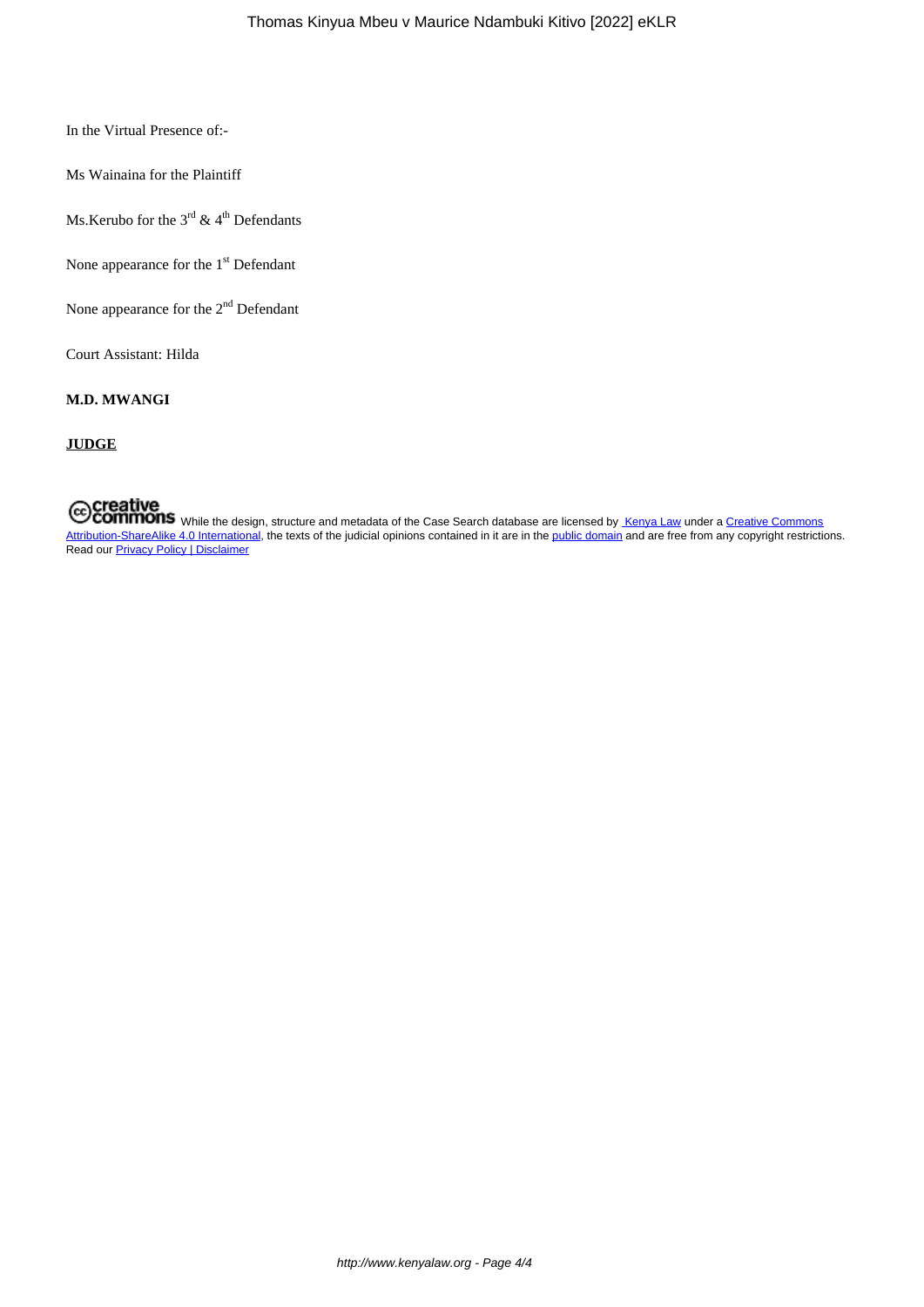In the Virtual Presence of:-

Ms Wainaina for the Plaintiff

Ms.Kerubo for the 3rd & 4th Defendants

None appearance for the 1st Defendant

None appearance for the 2nd Defendant

Court Assistant: Hilda

**M.D. MWANGI**

**JUDGE**

While the design, structure and metadata of the Case Search database are licensed by Kenya Law under a Creative Commons Attribution-ShareAlike 4.0 International, the texts of the judicial opinions contained in it are in the public domain and are free from any copyright restrictions. Read our Privacy Policy | Disclaimer